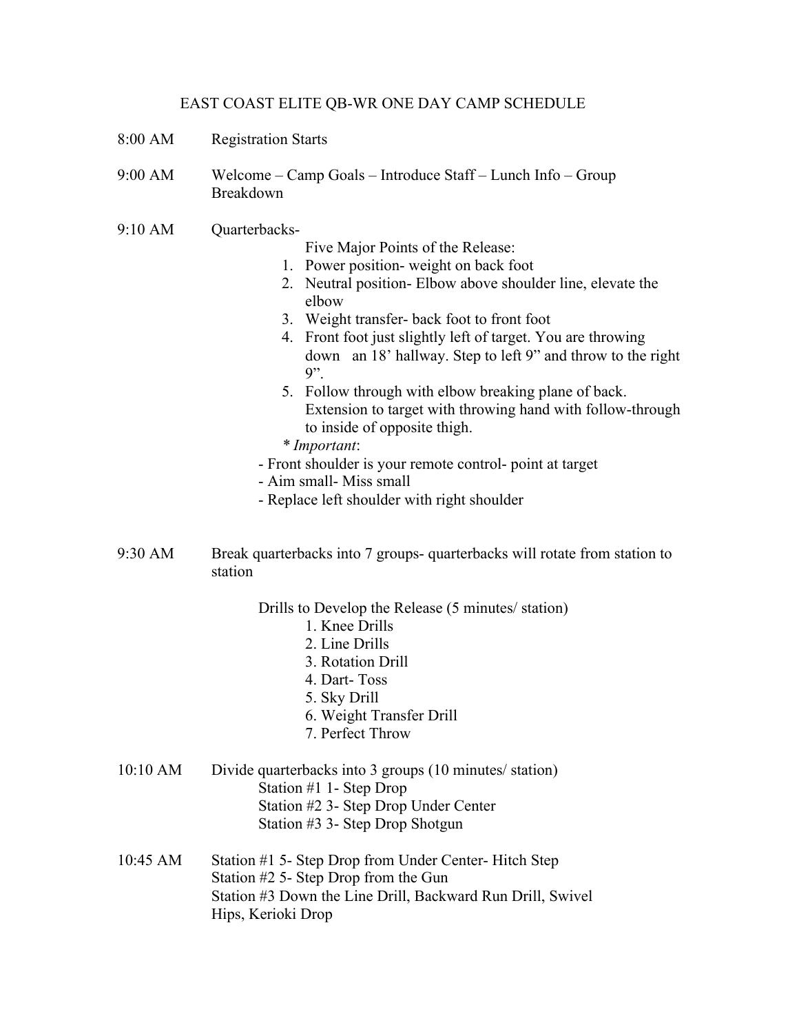# EAST COAST ELITE QB-WR ONE DAY CAMP SCHEDULE

**8:00 AM** Registration Starts

**9:00 AM** Welcome – Camp Goals – Introduce Staff – Lunch Info – Group Breakdown

**9:10 AM** Quarterbacks-

Five Major Points of the Release:

1. Power position- weight on back foot
2. Neutral position- Elbow above shoulder line, elevate the elbow
3. Weight transfer- back foot to front foot
4. Front foot just slightly left of target. You are throwing down an 18' hallway. Step to left 9" and throw to the right 9".
5. Follow through with elbow breaking plane of back. Extension to target with throwing hand with follow-through to inside of opposite thigh.

\* *Important*:

- Front shoulder is your remote control- point at target
- Aim small- Miss small
- Replace left shoulder with right shoulder

**9:30 AM** Break quarterbacks into 7 groups- quarterbacks will rotate from station to station

Drills to Develop the Release (5 minutes/ station)

1. Knee Drills
2. Line Drills
3. Rotation Drill
4. Dart- Toss
5. Sky Drill
6. Weight Transfer Drill
7. Perfect Throw

**10:10 AM** Divide quarterbacks into 3 groups (10 minutes/ station)

Station #1 1- Step Drop
Station #2 3- Step Drop Under Center
Station #3 3- Step Drop Shotgun

**10:45 AM** Station #1 5- Step Drop from Under Center- Hitch Step
Station #2 5- Step Drop from the Gun
Station #3 Down the Line Drill, Backward Run Drill, Swivel Hips, Kerioki Drop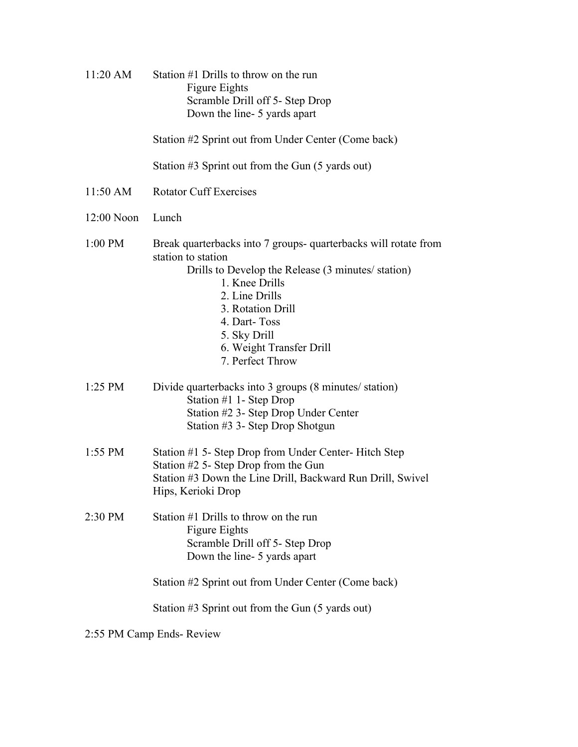11:20 AM Station #1 Drills to throw on the run

- Figure Eights
- Scramble Drill off 5- Step Drop
- Down the line- 5 yards apart

Station #2 Sprint out from Under Center (Come back)

Station #3 Sprint out from the Gun (5 yards out)

11:50 AM Rotator Cuff Exercises

12:00 Noon Lunch

1:00 PM Break quarterbacks into 7 groups- quarterbacks will rotate from station to station

Drills to Develop the Release (3 minutes/ station)

1. Knee Drills
2. Line Drills
3. Rotation Drill
4. Dart- Toss
5. Sky Drill
6. Weight Transfer Drill
7. Perfect Throw

1:25 PM Divide quarterbacks into 3 groups (8 minutes/ station)

- Station #1 1- Step Drop
- Station #2 3- Step Drop Under Center
- Station #3 3- Step Drop Shotgun

1:55 PM Station #1 5- Step Drop from Under Center- Hitch Step
Station #2 5- Step Drop from the Gun
Station #3 Down the Line Drill, Backward Run Drill, Swivel Hips, Kerioki Drop

2:30 PM Station #1 Drills to throw on the run

- Figure Eights
- Scramble Drill off 5- Step Drop
- Down the line- 5 yards apart

Station #2 Sprint out from Under Center (Come back)

Station #3 Sprint out from the Gun (5 yards out)

2:55 PM Camp Ends- Review